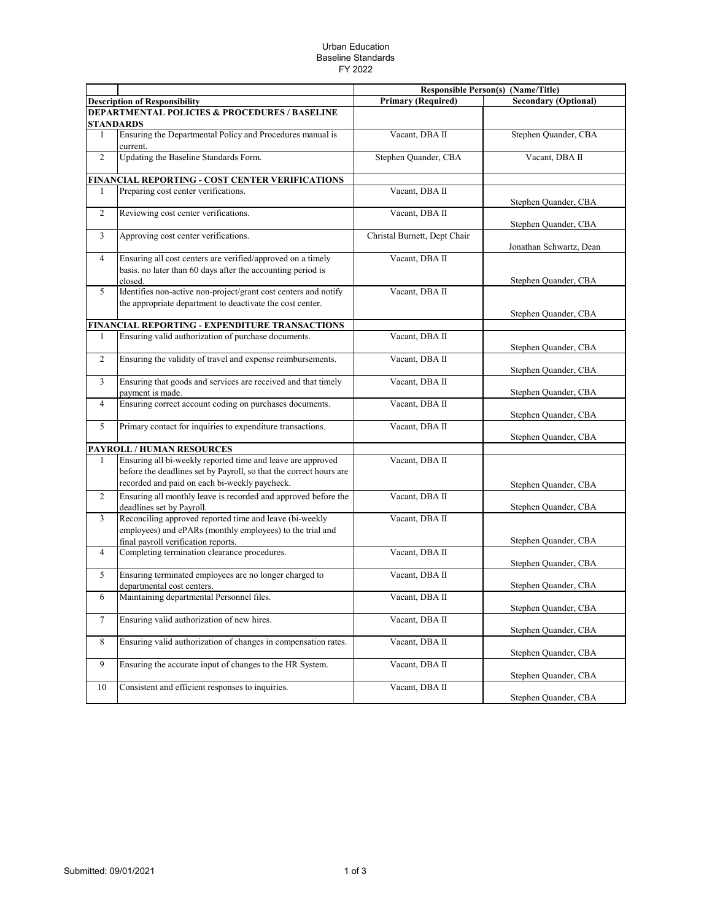Urban Education
Baseline Standards
FY 2022

| | | Responsible Person(s) (Name/Title) | |
|---|---|---|---|
| **Description of Responsibility** | | **Primary (Required)** | **Secondary (Optional)** |
| **DEPARTMENTAL POLICIES & PROCEDURES / BASELINE STANDARDS** | | | |
| 1 | Ensuring the Departmental Policy and Procedures manual is current. | Vacant, DBA II | Stephen Quander, CBA |
| 2 | Updating the Baseline Standards Form. | Stephen Quander, CBA | Vacant, DBA II |
| **FINANCIAL REPORTING - COST CENTER VERIFICATIONS** | | | |
| 1 | Preparing cost center verifications. | Vacant, DBA II | Stephen Quander, CBA |
| 2 | Reviewing cost center verifications. | Vacant, DBA II | Stephen Quander, CBA |
| 3 | Approving cost center verifications. | Christal Burnett, Dept Chair | Jonathan Schwartz, Dean |
| 4 | Ensuring all cost centers are verified/approved on a timely basis. no later than 60 days after the accounting period is closed. | Vacant, DBA II | Stephen Quander, CBA |
| 5 | Identifies non-active non-project/grant cost centers and notify the appropriate department to deactivate the cost center. | Vacant, DBA II | Stephen Quander, CBA |
| **FINANCIAL REPORTING - EXPENDITURE TRANSACTIONS** | | | |
| 1 | Ensuring valid authorization of purchase documents. | Vacant, DBA II | Stephen Quander, CBA |
| 2 | Ensuring the validity of travel and expense reimbursements. | Vacant, DBA II | Stephen Quander, CBA |
| 3 | Ensuring that goods and services are received and that timely payment is made. | Vacant, DBA II | Stephen Quander, CBA |
| 4 | Ensuring correct account coding on purchases documents. | Vacant, DBA II | Stephen Quander, CBA |
| 5 | Primary contact for inquiries to expenditure transactions. | Vacant, DBA II | Stephen Quander, CBA |
| **PAYROLL / HUMAN RESOURCES** | | | |
| 1 | Ensuring all bi-weekly reported time and leave are approved before the deadlines set by Payroll, so that the correct hours are recorded and paid on each bi-weekly paycheck. | Vacant, DBA II | Stephen Quander, CBA |
| 2 | Ensuring all monthly leave is recorded and approved before the deadlines set by Payroll. | Vacant, DBA II | Stephen Quander, CBA |
| 3 | Reconciling approved reported time and leave (bi-weekly employees) and ePARs (monthly employees) to the trial and final payroll verification reports. | Vacant, DBA II | Stephen Quander, CBA |
| 4 | Completing termination clearance procedures. | Vacant, DBA II | Stephen Quander, CBA |
| 5 | Ensuring terminated employees are no longer charged to departmental cost centers. | Vacant, DBA II | Stephen Quander, CBA |
| 6 | Maintaining departmental Personnel files. | Vacant, DBA II | Stephen Quander, CBA |
| 7 | Ensuring valid authorization of new hires. | Vacant, DBA II | Stephen Quander, CBA |
| 8 | Ensuring valid authorization of changes in compensation rates. | Vacant, DBA II | Stephen Quander, CBA |
| 9 | Ensuring the accurate input of changes to the HR System. | Vacant, DBA II | Stephen Quander, CBA |
| 10 | Consistent and efficient responses to inquiries. | Vacant, DBA II | Stephen Quander, CBA |

Submitted: 09/01/2021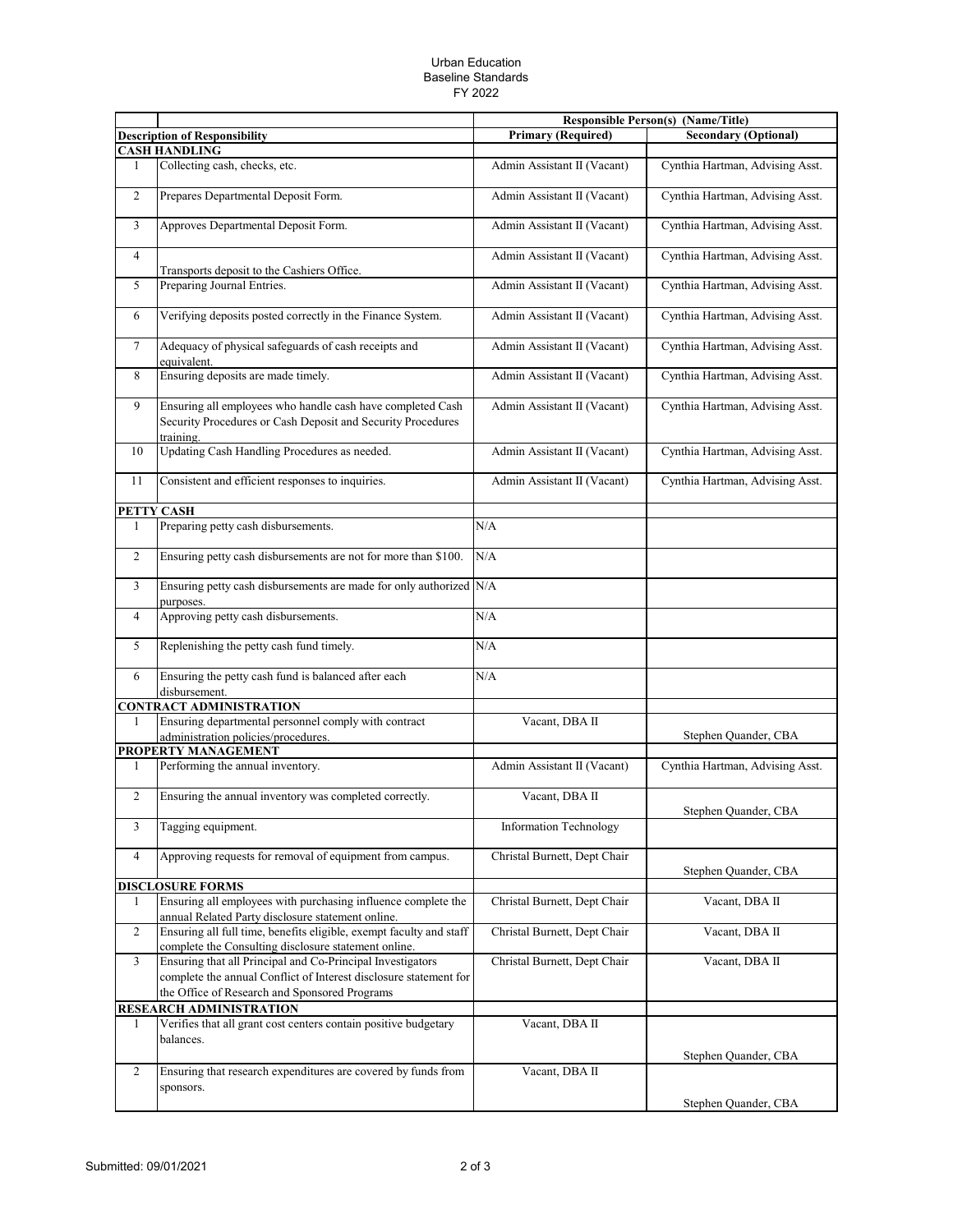Urban Education
Baseline Standards
FY 2022

| | | Responsible Person(s) (Name/Title) | |
|---|---|---|---|
| Description of Responsibility | | Primary (Required) | Secondary (Optional) |
| **CASH HANDLING** | | | |
| 1 | Collecting cash, checks, etc. | Admin Assistant II (Vacant) | Cynthia Hartman, Advising Asst. |
| 2 | Prepares Departmental Deposit Form. | Admin Assistant II (Vacant) | Cynthia Hartman, Advising Asst. |
| 3 | Approves Departmental Deposit Form. | Admin Assistant II (Vacant) | Cynthia Hartman, Advising Asst. |
| 4 | Transports deposit to the Cashiers Office. | Admin Assistant II (Vacant) | Cynthia Hartman, Advising Asst. |
| 5 | Preparing Journal Entries. | Admin Assistant II (Vacant) | Cynthia Hartman, Advising Asst. |
| 6 | Verifying deposits posted correctly in the Finance System. | Admin Assistant II (Vacant) | Cynthia Hartman, Advising Asst. |
| 7 | Adequacy of physical safeguards of cash receipts and equivalent. | Admin Assistant II (Vacant) | Cynthia Hartman, Advising Asst. |
| 8 | Ensuring deposits are made timely. | Admin Assistant II (Vacant) | Cynthia Hartman, Advising Asst. |
| 9 | Ensuring all employees who handle cash have completed Cash Security Procedures or Cash Deposit and Security Procedures training. | Admin Assistant II (Vacant) | Cynthia Hartman, Advising Asst. |
| 10 | Updating Cash Handling Procedures as needed. | Admin Assistant II (Vacant) | Cynthia Hartman, Advising Asst. |
| 11 | Consistent and efficient responses to inquiries. | Admin Assistant II (Vacant) | Cynthia Hartman, Advising Asst. |
| **PETTY CASH** | | | |
| 1 | Preparing petty cash disbursements. | N/A | |
| 2 | Ensuring petty cash disbursements are not for more than $100. | N/A | |
| 3 | Ensuring petty cash disbursements are made for only authorized purposes. | N/A | |
| 4 | Approving petty cash disbursements. | N/A | |
| 5 | Replenishing the petty cash fund timely. | N/A | |
| 6 | Ensuring the petty cash fund is balanced after each disbursement. | N/A | |
| **CONTRACT ADMINISTRATION** | | | |
| 1 | Ensuring departmental personnel comply with contract administration policies/procedures. | Vacant, DBA II | Stephen Quander, CBA |
| **PROPERTY MANAGEMENT** | | | |
| 1 | Performing the annual inventory. | Admin Assistant II (Vacant) | Cynthia Hartman, Advising Asst. |
| 2 | Ensuring the annual inventory was completed correctly. | Vacant, DBA II | Stephen Quander, CBA |
| 3 | Tagging equipment. | Information Technology | |
| 4 | Approving requests for removal of equipment from campus. | Christal Burnett, Dept Chair | Stephen Quander, CBA |
| **DISCLOSURE FORMS** | | | |
| 1 | Ensuring all employees with purchasing influence complete the annual Related Party disclosure statement online. | Christal Burnett, Dept Chair | Vacant, DBA II |
| 2 | Ensuring all full time, benefits eligible, exempt faculty and staff complete the Consulting disclosure statement online. | Christal Burnett, Dept Chair | Vacant, DBA II |
| 3 | Ensuring that all Principal and Co-Principal Investigators complete the annual Conflict of Interest disclosure statement for the Office of Research and Sponsored Programs | Christal Burnett, Dept Chair | Vacant, DBA II |
| **RESEARCH ADMINISTRATION** | | | |
| 1 | Verifies that all grant cost centers contain positive budgetary balances. | Vacant, DBA II | Stephen Quander, CBA |
| 2 | Ensuring that research expenditures are covered by funds from sponsors. | Vacant, DBA II | Stephen Quander, CBA |

Submitted: 09/01/2021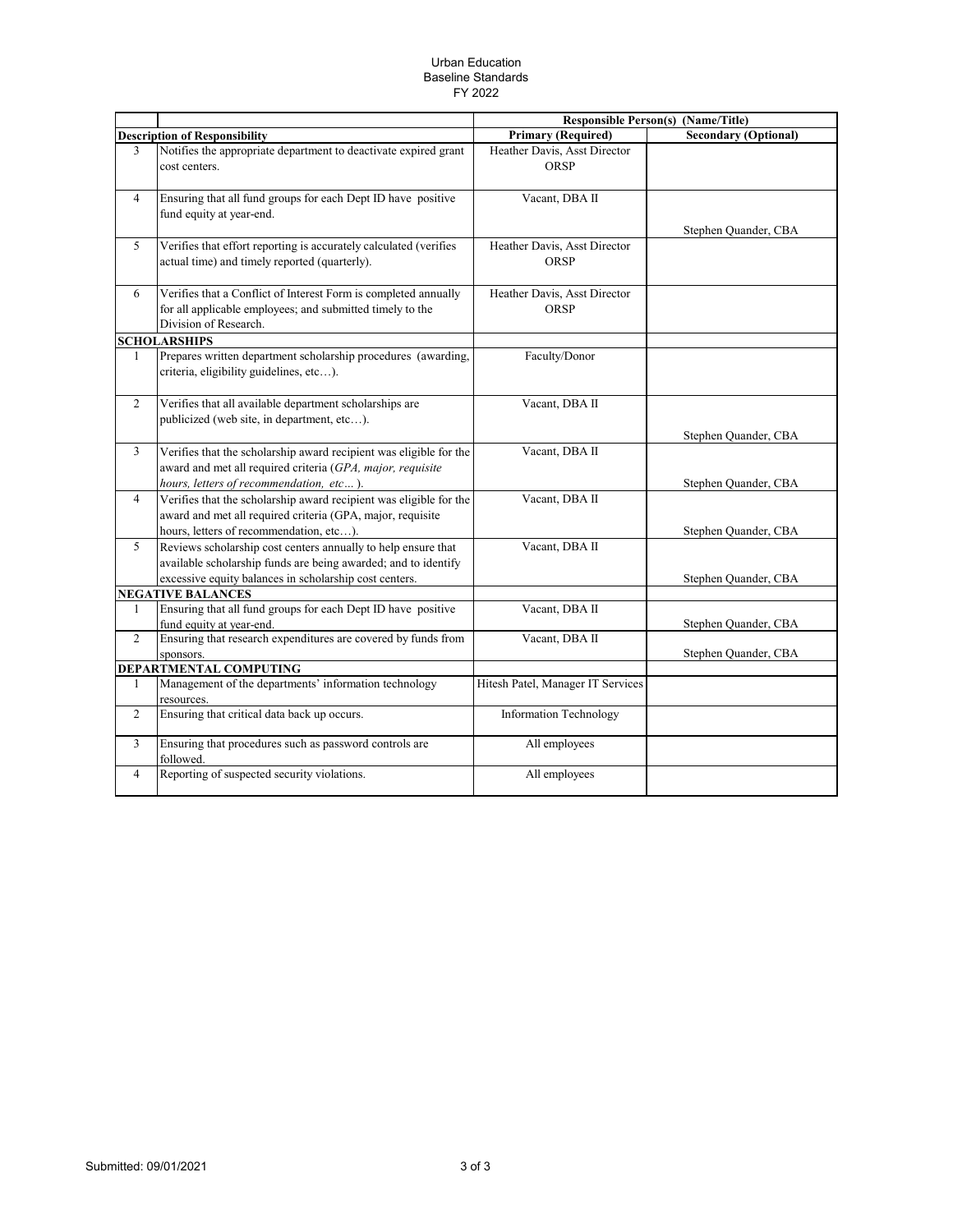Urban Education
Baseline Standards
FY 2022

| | | Responsible Person(s) (Name/Title) | |
|---|---|---|---|
| **Description of Responsibility** | | **Primary (Required)** | **Secondary (Optional)** |
| 3 | Notifies the appropriate department to deactivate expired grant cost centers. | Heather Davis, Asst Director ORSP | |
| 4 | Ensuring that all fund groups for each Dept ID have positive fund equity at year-end. | Vacant, DBA II | Stephen Quander, CBA |
| 5 | Verifies that effort reporting is accurately calculated (verifies actual time) and timely reported (quarterly). | Heather Davis, Asst Director ORSP | |
| 6 | Verifies that a Conflict of Interest Form is completed annually for all applicable employees; and submitted timely to the Division of Research. | Heather Davis, Asst Director ORSP | |
| **SCHOLARSHIPS** | | | |
| 1 | Prepares written department scholarship procedures (awarding, criteria, eligibility guidelines, etc…). | Faculty/Donor | |
| 2 | Verifies that all available department scholarships are publicized (web site, in department, etc…). | Vacant, DBA II | Stephen Quander, CBA |
| 3 | Verifies that the scholarship award recipient was eligible for the award and met all required criteria (*GPA, major, requisite hours, letters of recommendation, etc…*). | Vacant, DBA II | Stephen Quander, CBA |
| 4 | Verifies that the scholarship award recipient was eligible for the award and met all required criteria (GPA, major, requisite hours, letters of recommendation, etc…). | Vacant, DBA II | Stephen Quander, CBA |
| 5 | Reviews scholarship cost centers annually to help ensure that available scholarship funds are being awarded; and to identify excessive equity balances in scholarship cost centers. | Vacant, DBA II | Stephen Quander, CBA |
| **NEGATIVE BALANCES** | | | |
| 1 | Ensuring that all fund groups for each Dept ID have positive fund equity at year-end. | Vacant, DBA II | Stephen Quander, CBA |
| 2 | Ensuring that research expenditures are covered by funds from sponsors. | Vacant, DBA II | Stephen Quander, CBA |
| **DEPARTMENTAL COMPUTING** | | | |
| 1 | Management of the departments' information technology resources. | Hitesh Patel, Manager IT Services | |
| 2 | Ensuring that critical data back up occurs. | Information Technology | |
| 3 | Ensuring that procedures such as password controls are followed. | All employees | |
| 4 | Reporting of suspected security violations. | All employees | |

Submitted: 09/01/2021